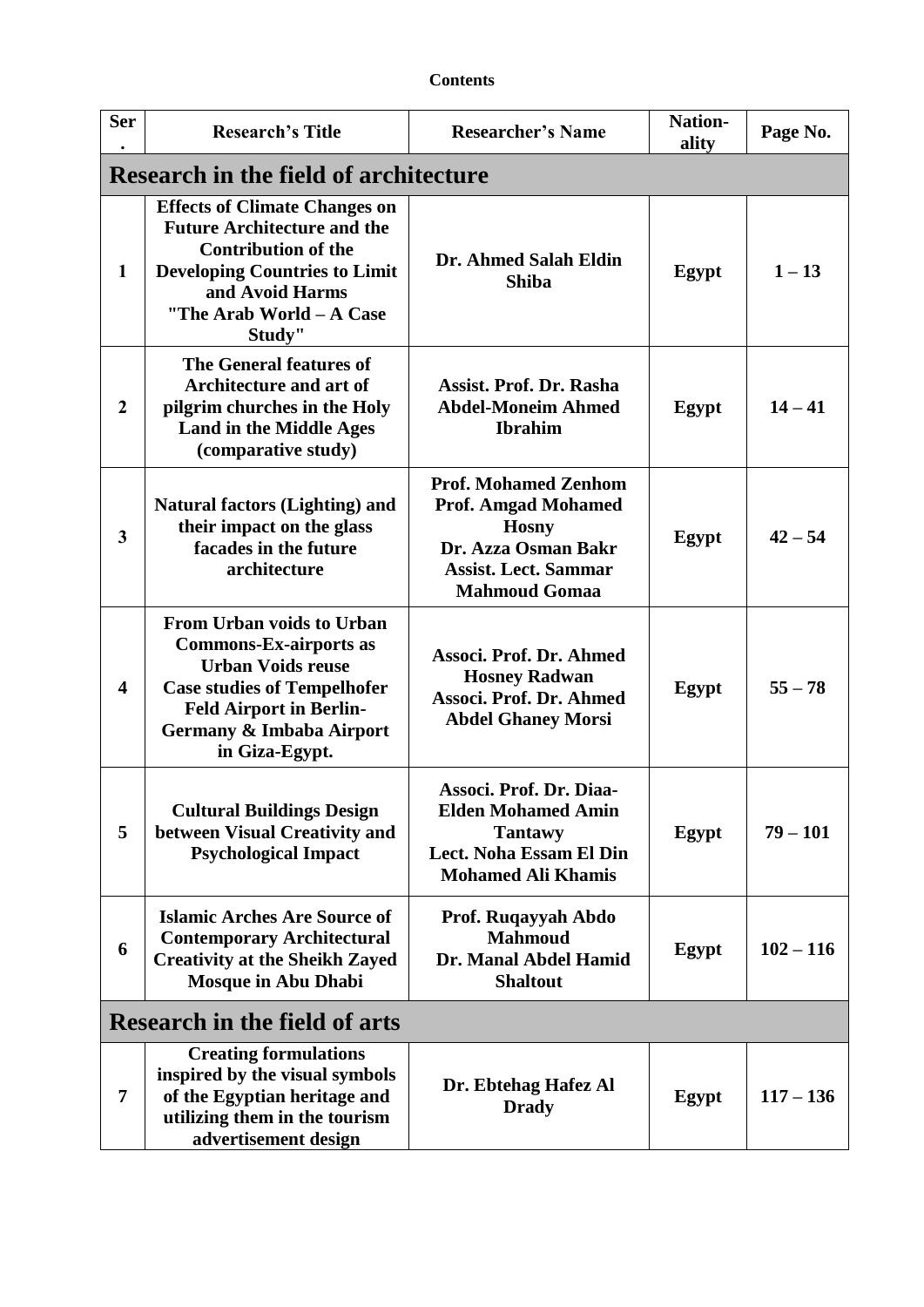**Contents**

| Ser. | Research's Title | Researcher's Name | Nation-ality | Page No. |
|---|---|---|---|---|
| **Research in the field of architecture** | | | | |
| **1** | **Effects of Climate Changes on Future Architecture and the Contribution of the Developing Countries to Limit and Avoid Harms "The Arab World – A Case Study"** | **Dr. Ahmed Salah Eldin Shiba** | **Egypt** | **1 – 13** |
| **2** | **The General features of Architecture and art of pilgrim churches in the Holy Land in the Middle Ages (comparative study)** | **Assist. Prof. Dr. Rasha Abdel-Moneim Ahmed Ibrahim** | **Egypt** | **14 – 41** |
| **3** | **Natural factors (Lighting) and their impact on the glass facades in the future architecture** | **Prof. Mohamed Zenhom Prof. Amgad Mohamed Hosny Dr. Azza Osman Bakr Assist. Lect. Sammar Mahmoud Gomaa** | **Egypt** | **42 – 54** |
| **4** | **From Urban voids to Urban Commons-Ex-airports as Urban Voids reuse Case studies of Tempelhofer Feld Airport in Berlin-Germany & Imbaba Airport in Giza-Egypt.** | **Associ. Prof. Dr. Ahmed Hosney Radwan Associ. Prof. Dr. Ahmed Abdel Ghaney Morsi** | **Egypt** | **55 – 78** |
| **5** | **Cultural Buildings Design between Visual Creativity and Psychological Impact** | **Associ. Prof. Dr. Diaa-Elden Mohamed Amin Tantawy Lect. Noha Essam El Din Mohamed Ali Khamis** | **Egypt** | **79 – 101** |
| **6** | **Islamic Arches Are Source of Contemporary Architectural Creativity at the Sheikh Zayed Mosque in Abu Dhabi** | **Prof. Ruqayyah Abdo Mahmoud Dr. Manal Abdel Hamid Shaltout** | **Egypt** | **102 – 116** |
| **Research in the field of arts** | | | | |
| **7** | **Creating formulations inspired by the visual symbols of the Egyptian heritage and utilizing them in the tourism advertisement design** | **Dr. Ebtehag Hafez Al Drady** | **Egypt** | **117 – 136** |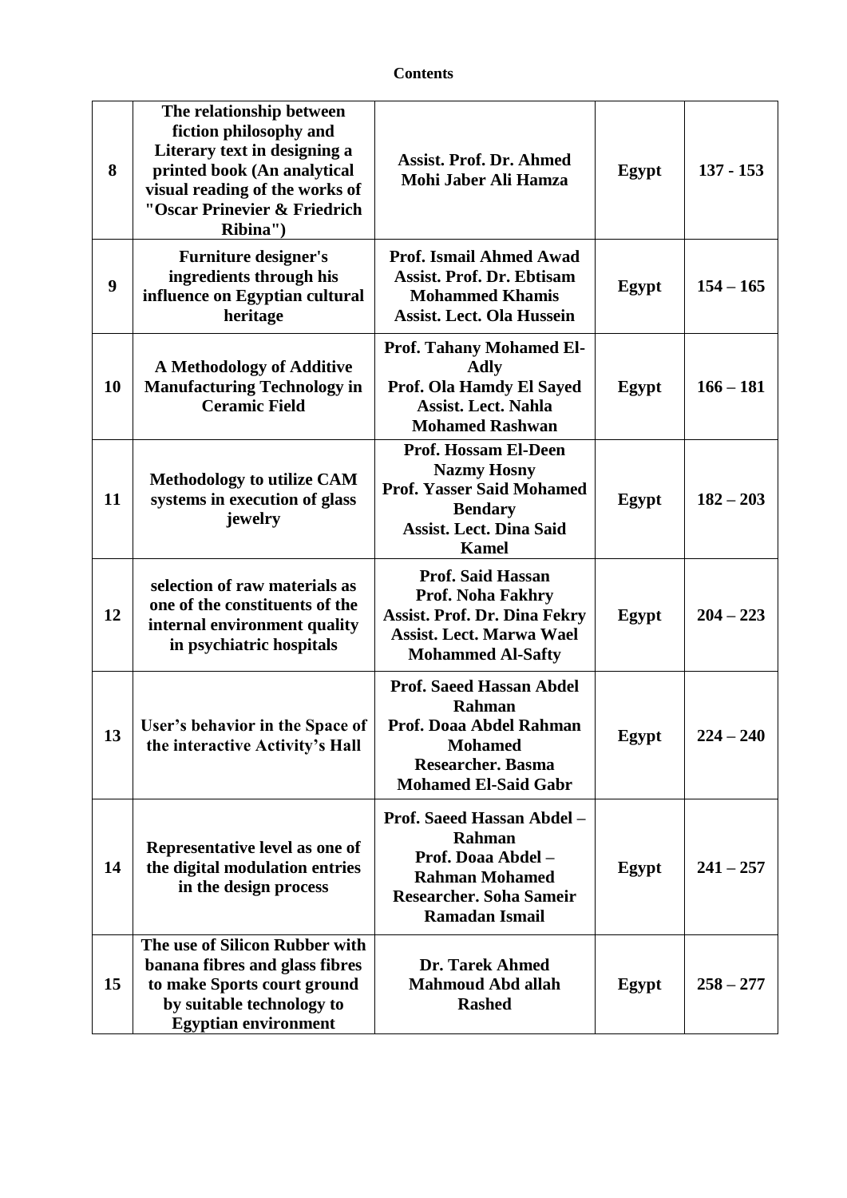**Contents**

| | | | | |
|---|---|---|---|---|
| **8** | **The relationship between fiction philosophy and Literary text in designing a printed book (An analytical visual reading of the works of "Oscar Prinevier & Friedrich Ribina")** | **Assist. Prof. Dr. Ahmed Mohi Jaber Ali Hamza** | **Egypt** | **137 - 153** |
| **9** | **Furniture designer's ingredients through his influence on Egyptian cultural heritage** | **Prof. Ismail Ahmed Awad<br>Assist. Prof. Dr. Ebtisam Mohammed Khamis<br>Assist. Lect. Ola Hussein** | **Egypt** | **154 – 165** |
| **10** | **A Methodology of Additive Manufacturing Technology in Ceramic Field** | **Prof. Tahany Mohamed El-Adly<br>Prof. Ola Hamdy El Sayed<br>Assist. Lect. Nahla Mohamed Rashwan** | **Egypt** | **166 – 181** |
| **11** | **Methodology to utilize CAM systems in execution of glass jewelry** | **Prof. Hossam El-Deen Nazmy Hosny<br>Prof. Yasser Said Mohamed Bendary<br>Assist. Lect. Dina Said Kamel** | **Egypt** | **182 – 203** |
| **12** | **selection of raw materials as one of the constituents of the internal environment quality in psychiatric hospitals** | **Prof. Said Hassan<br>Prof. Noha Fakhry<br>Assist. Prof. Dr. Dina Fekry<br>Assist. Lect. Marwa Wael Mohammed Al-Safty** | **Egypt** | **204 – 223** |
| **13** | **User's behavior in the Space of the interactive Activity's Hall** | **Prof. Saeed Hassan Abdel Rahman<br>Prof. Doaa Abdel Rahman Mohamed<br>Researcher. Basma Mohamed El-Said Gabr** | **Egypt** | **224 – 240** |
| **14** | **Representative level as one of the digital modulation entries in the design process** | **Prof. Saeed Hassan Abdel – Rahman<br>Prof. Doaa Abdel – Rahman Mohamed<br>Researcher. Soha Sameir Ramadan Ismail** | **Egypt** | **241 – 257** |
| **15** | **The use of Silicon Rubber with banana fibres and glass fibres to make Sports court ground by suitable technology to Egyptian environment** | **Dr. Tarek Ahmed Mahmoud Abd allah Rashed** | **Egypt** | **258 – 277** |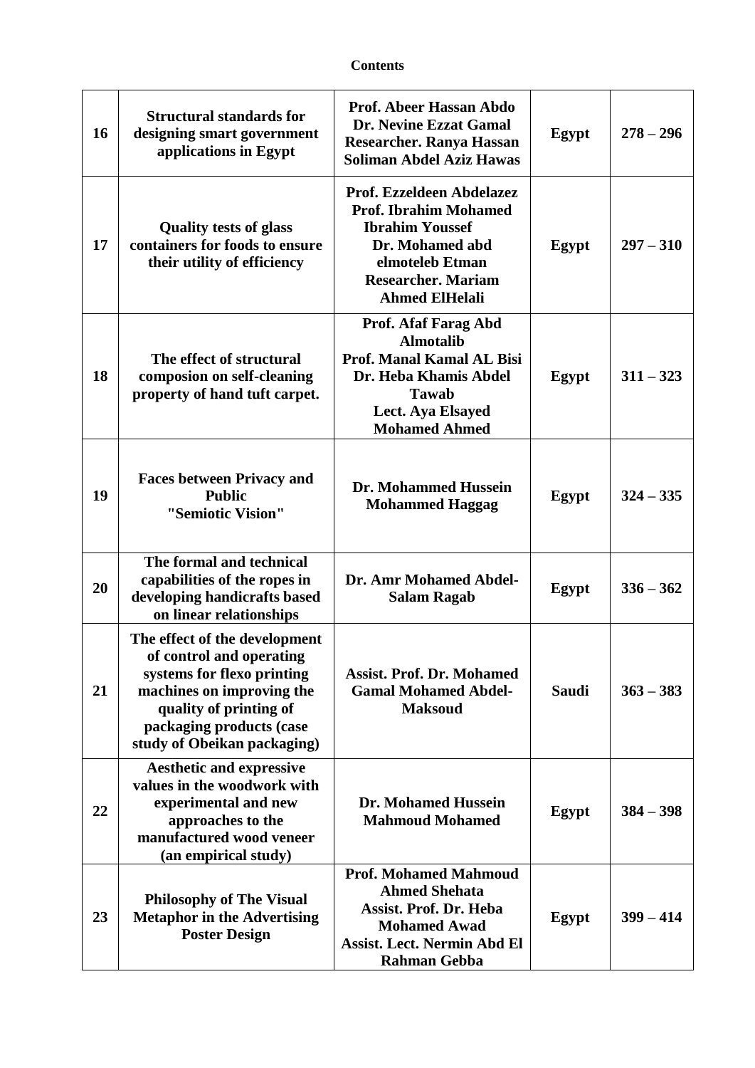**Contents**

| | | | | |
|---|---|---|---|---|
| **16** | **Structural standards for designing smart government applications in Egypt** | **Prof. Abeer Hassan Abdo<br>Dr. Nevine Ezzat Gamal<br>Researcher. Ranya Hassan Soliman Abdel Aziz Hawas** | **Egypt** | **278 – 296** |
| **17** | **Quality tests of glass containers for foods to ensure their utility of efficiency** | **Prof. Ezzeldeen Abdelazez<br>Prof. Ibrahim Mohamed Ibrahim Youssef<br>Dr. Mohamed abd elmoteleb Etman<br>Researcher. Mariam Ahmed ElHelali** | **Egypt** | **297 – 310** |
| **18** | **The effect of structural composion on self-cleaning property of hand tuft carpet.** | **Prof. Afaf Farag Abd Almotalib<br>Prof. Manal Kamal AL Bisi<br>Dr. Heba Khamis Abdel Tawab<br>Lect. Aya Elsayed Mohamed Ahmed** | **Egypt** | **311 – 323** |
| **19** | **Faces between Privacy and Public<br>"Semiotic Vision"** | **Dr. Mohammed Hussein Mohammed Haggag** | **Egypt** | **324 – 335** |
| **20** | **The formal and technical capabilities of the ropes in developing handicrafts based on linear relationships** | **Dr. Amr Mohamed Abdel-Salam Ragab** | **Egypt** | **336 – 362** |
| **21** | **The effect of the development of control and operating systems for flexo printing machines on improving the quality of printing of packaging products (case study of Obeikan packaging)** | **Assist. Prof. Dr. Mohamed Gamal Mohamed Abdel-Maksoud** | **Saudi** | **363 – 383** |
| **22** | **Aesthetic and expressive values in the woodwork with experimental and new approaches to the manufactured wood veneer (an empirical study)** | **Dr. Mohamed Hussein Mahmoud Mohamed** | **Egypt** | **384 – 398** |
| **23** | **Philosophy of The Visual Metaphor in the Advertising Poster Design** | **Prof. Mohamed Mahmoud Ahmed Shehata<br>Assist. Prof. Dr. Heba Mohamed Awad<br>Assist. Lect. Nermin Abd El Rahman Gebba** | **Egypt** | **399 – 414** |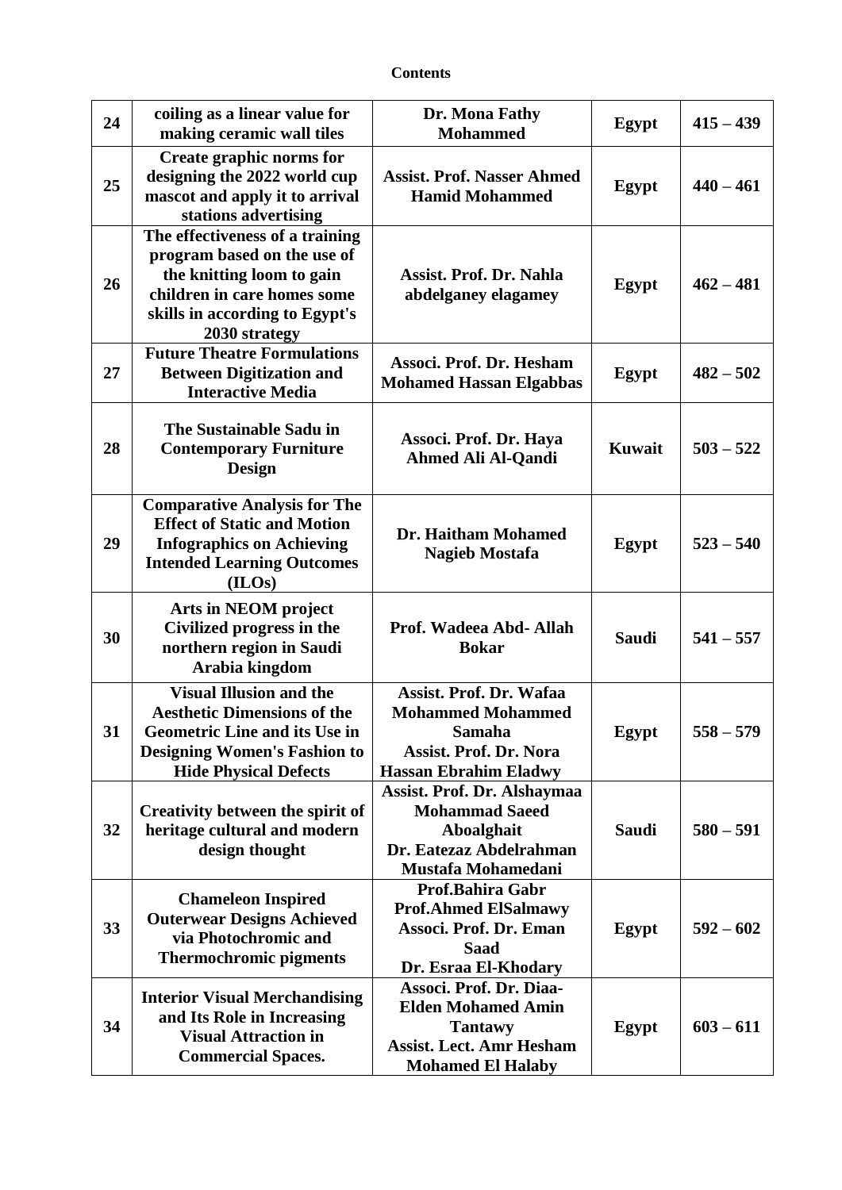**Contents**

| 24 | coiling as a linear value for making ceramic wall tiles | Dr. Mona Fathy Mohammed | Egypt | 415 – 439 |
|---|---|---|---|---|
| 25 | Create graphic norms for designing the 2022 world cup mascot and apply it to arrival stations advertising | Assist. Prof. Nasser Ahmed Hamid Mohammed | Egypt | 440 – 461 |
| 26 | The effectiveness of a training program based on the use of the knitting loom to gain children in care homes some skills in according to Egypt's 2030 strategy | Assist. Prof. Dr. Nahla abdelganey elagamey | Egypt | 462 – 481 |
| 27 | Future Theatre Formulations Between Digitization and Interactive Media | Associ. Prof. Dr. Hesham Mohamed Hassan Elgabbas | Egypt | 482 – 502 |
| 28 | The Sustainable Sadu in Contemporary Furniture Design | Associ. Prof. Dr. Haya Ahmed Ali Al-Qandi | Kuwait | 503 – 522 |
| 29 | Comparative Analysis for The Effect of Static and Motion Infographics on Achieving Intended Learning Outcomes (ILOs) | Dr. Haitham Mohamed Nagieb Mostafa | Egypt | 523 – 540 |
| 30 | Arts in NEOM project Civilized progress in the northern region in Saudi Arabia kingdom | Prof. Wadeea Abd- Allah Bokar | Saudi | 541 – 557 |
| 31 | Visual Illusion and the Aesthetic Dimensions of the Geometric Line and its Use in Designing Women's Fashion to Hide Physical Defects | Assist. Prof. Dr. Wafaa Mohammed Mohammed Samaha<br>Assist. Prof. Dr. Nora Hassan Ebrahim Eladwy | Egypt | 558 – 579 |
| 32 | Creativity between the spirit of heritage cultural and modern design thought | Assist. Prof. Dr. Alshaymaa Mohammad Saeed Aboalghait<br>Dr. Eatezaz Abdelrahman Mustafa Mohamedani | Saudi | 580 – 591 |
| 33 | Chameleon Inspired Outerwear Designs Achieved via Photochromic and Thermochromic pigments | Prof.Bahira Gabr<br>Prof.Ahmed ElSalmawy<br>Associ. Prof. Dr. Eman Saad<br>Dr. Esraa El-Khodary | Egypt | 592 – 602 |
| 34 | Interior Visual Merchandising and Its Role in Increasing Visual Attraction in Commercial Spaces. | Associ. Prof. Dr. Diaa-Elden Mohamed Amin Tantawy<br>Assist. Lect. Amr Hesham Mohamed El Halaby | Egypt | 603 – 611 |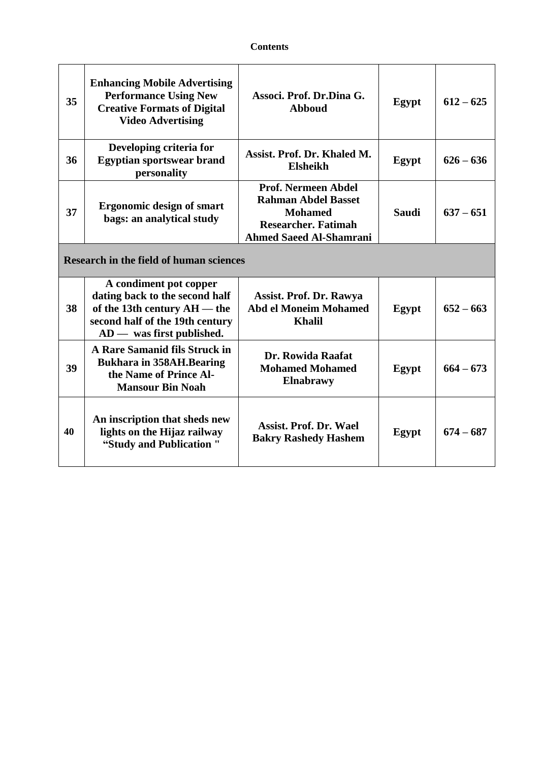**Contents**

| | | | | |
|---|---|---|---|---|
| **35** | **Enhancing Mobile Advertising Performance Using New Creative Formats of Digital Video Advertising** | **Associ. Prof. Dr.Dina G. Abboud** | **Egypt** | **612 – 625** |
| **36** | **Developing criteria for Egyptian sportswear brand personality** | **Assist. Prof. Dr. Khaled M. Elsheikh** | **Egypt** | **626 – 636** |
| **37** | **Ergonomic design of smart bags: an analytical study** | **Prof. Nermeen Abdel Rahman Abdel Basset Mohamed Researcher. Fatimah Ahmed Saeed Al-Shamrani** | **Saudi** | **637 – 651** |
| **Research in the field of human sciences** | | | | |
| **38** | **A condiment pot copper dating back to the second half of the 13th century AH — the second half of the 19th century AD — was first published.** | **Assist. Prof. Dr. Rawya Abd el Moneim Mohamed Khalil** | **Egypt** | **652 – 663** |
| **39** | **A Rare Samanid fils Struck in Bukhara in 358AH.Bearing the Name of Prince Al-Mansour Bin Noah** | **Dr. Rowida Raafat Mohamed Mohamed Elnabrawy** | **Egypt** | **664 – 673** |
| **40** | **An inscription that sheds new lights on the Hijaz railway "Study and Publication "** | **Assist. Prof. Dr. Wael Bakry Rashedy Hashem** | **Egypt** | **674 – 687** |